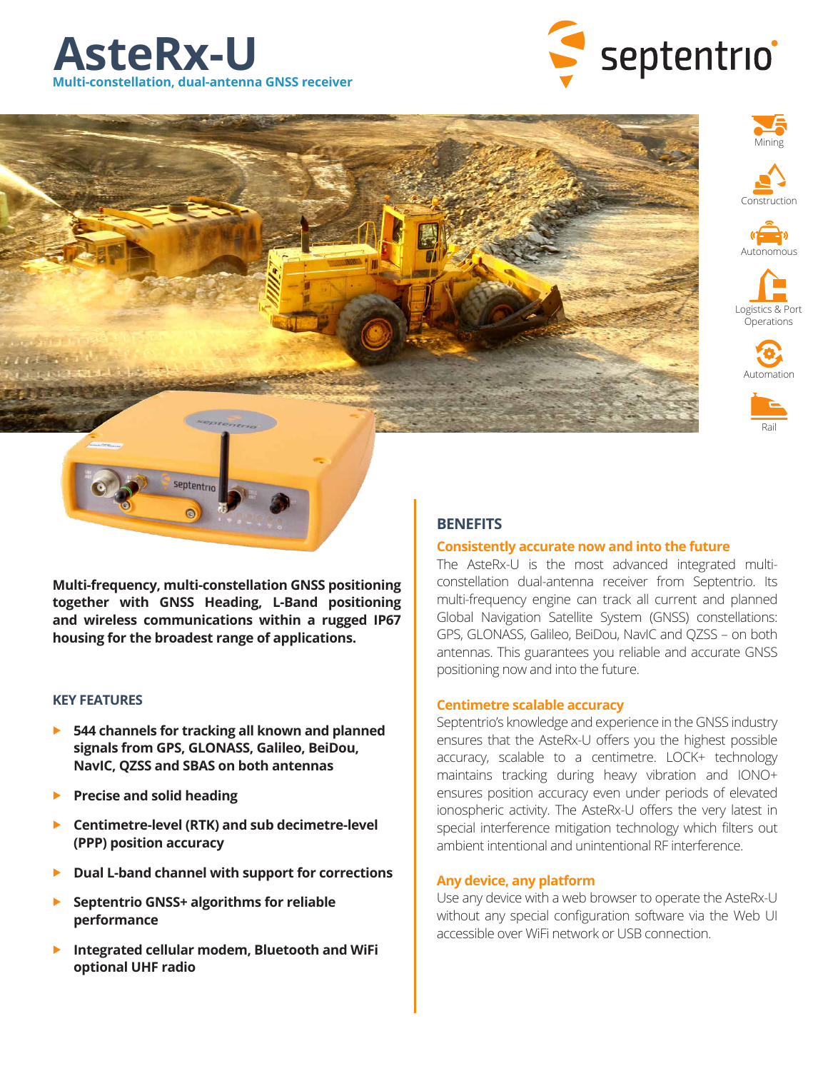# AsteRx-U

**Multi-constellation, dual-antenna GNSS receiver**

Mining

Construction

Autonomous

Logistics & Port Operations

Automation

Rail

**Multi-frequency, multi-constellation GNSS positioning together with GNSS Heading, L-Band positioning and wireless communications within a rugged IP67 housing for the broadest range of applications.**

## KEY FEATURES

- **544 channels for tracking all known and planned signals from GPS, GLONASS, Galileo, BeiDou, NavIC, QZSS and SBAS on both antennas**
- **Precise and solid heading**
- **Centimetre-level (RTK) and sub decimetre-level (PPP) position accuracy**
- **Dual L-band channel with support for corrections**
- **Septentrio GNSS+ algorithms for reliable performance**
- **Integrated cellular modem, Bluetooth and WiFi optional UHF radio**

## BENEFITS

### Consistently accurate now and into the future

The AsteRx-U is the most advanced integrated multi-constellation dual-antenna receiver from Septentrio. Its multi-frequency engine can track all current and planned Global Navigation Satellite System (GNSS) constellations: GPS, GLONASS, Galileo, BeiDou, NavIC and QZSS – on both antennas. This guarantees you reliable and accurate GNSS positioning now and into the future.

### Centimetre scalable accuracy

Septentrio's knowledge and experience in the GNSS industry ensures that the AsteRx-U offers you the highest possible accuracy, scalable to a centimetre. LOCK+ technology maintains tracking during heavy vibration and IONO+ ensures position accuracy even under periods of elevated ionospheric activity. The AsteRx-U offers the very latest in special interference mitigation technology which filters out ambient intentional and unintentional RF interference.

### Any device, any platform

Use any device with a web browser to operate the AsteRx-U without any special configuration software via the Web UI accessible over WiFi network or USB connection.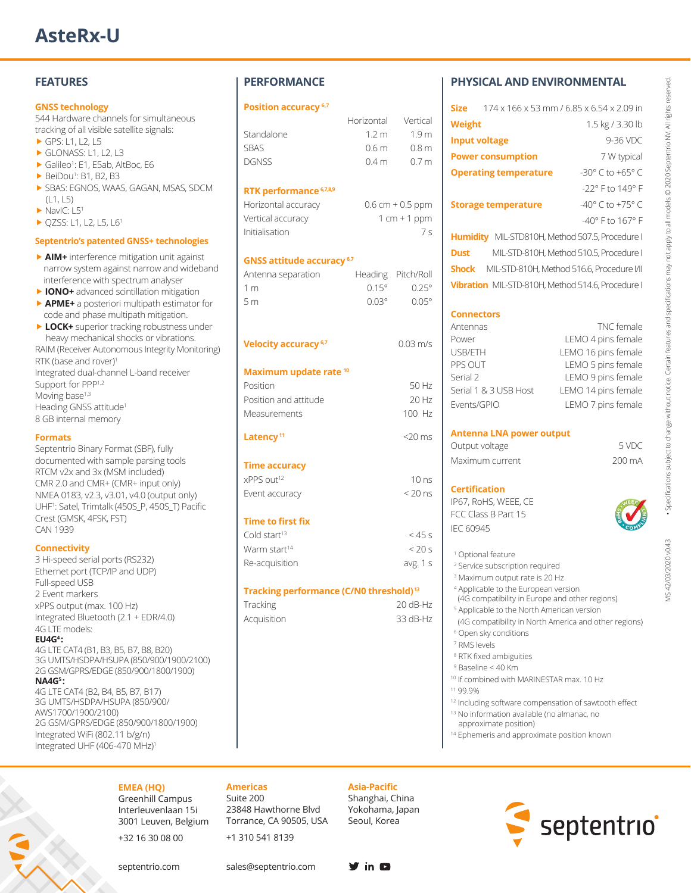# AsteRx-U

## FEATURES

### GNSS technology

544 Hardware channels for simultaneous tracking of all visible satellite signals:

- GPS: L1, L2, L5
- GLONASS: L1, L2, L3
- Galileo[1]: E1, E5ab, AltBoc, E6
- BeiDou[1]: B1, B2, B3
- SBAS: EGNOS, WAAS, GAGAN, MSAS, SDCM (L1, L5)
- NavIC: L5[1]
- QZSS: L1, L2, L5, L6[1]

### Septentrio's patented GNSS+ technologies

- **AIM+** interference mitigation unit against narrow system against narrow and wideband interference with spectrum analyser
- **IONO+** advanced scintillation mitigation
- **APME+** a posteriori multipath estimator for code and phase multipath mitigation.
- **LOCK+** superior tracking robustness under heavy mechanical shocks or vibrations.

RAIM (Receiver Autonomous Integrity Monitoring)
RTK (base and rover)[1]
Integrated dual-channel L-band receiver
Support for PPP[1,2]
Moving base[1,3]
Heading GNSS attitude[1]
8 GB internal memory

### Formats

Septentrio Binary Format (SBF), fully documented with sample parsing tools
RTCM v2x and 3x (MSM included)
CMR 2.0 and CMR+ (CMR+ input only)
NMEA 0183, v2.3, v3.01, v4.0 (output only)
UHF[1]: Satel, Trimtalk (450S_P, 450S_T) Pacific Crest (GMSK, 4FSK, FST)
CAN 1939

### Connectivity

3 Hi-speed serial ports (RS232)
Ethernet port (TCP/IP and UDP)
Full-speed USB
2 Event markers
xPPS output (max. 100 Hz)
Integrated Bluetooth (2.1 + EDR/4.0)
4G LTE models:

**EU4G[4]:**
4G LTE CAT4 (B1, B3, B5, B7, B8, B20)
3G UMTS/HSDPA/HSUPA (850/900/1900/2100)
2G GSM/GPRS/EDGE (850/900/1800/1900)

**NA4G[5]:**
4G LTE CAT4 (B2, B4, B5, B7, B17)
3G UMTS/HSDPA/HSUPA (850/900/AWS1700/1900/2100)
2G GSM/GPRS/EDGE (850/900/1800/1900)

Integrated WiFi (802.11 b/g/n)
Integrated UHF (406-470 MHz)[1]

## PERFORMANCE

### Position accuracy [6,7]

| | Horizontal | Vertical |
|---|---|---|
| Standalone | 1.2 m | 1.9 m |
| SBAS | 0.6 m | 0.8 m |
| DGNSS | 0.4 m | 0.7 m |

### RTK performance [6,7,8,9]

| | |
|---|---|
| Horizontal accuracy | 0.6 cm + 0.5 ppm |
| Vertical accuracy | 1 cm + 1 ppm |
| Initialisation | 7 s |

### GNSS attitude accuracy [6,7]

| Antenna separation | Heading | Pitch/Roll |
|---|---|---|
| 1 m | 0.15° | 0.25° |
| 5 m | 0.03° | 0.05° |

### Velocity accuracy [6,7]

0.03 m/s

### Maximum update rate [10]

| | |
|---|---|
| Position | 50 Hz |
| Position and attitude | 20 Hz |
| Measurements | 100 Hz |

### Latency [11]

<20 ms

### Time accuracy

| | |
|---|---|
| xPPS out[12] | 10 ns |
| Event accuracy | < 20 ns |

### Time to first fix

| | |
|---|---|
| Cold start[13] | < 45 s |
| Warm start[14] | < 20 s |
| Re-acquisition | avg. 1 s |

### Tracking performance (C/N0 threshold) [13]

| | |
|---|---|
| Tracking | 20 dB-Hz |
| Acquisition | 33 dB-Hz |

## PHYSICAL AND ENVIRONMENTAL

| | |
|---|---|
| **Size** | 174 x 166 x 53 mm / 6.85 x 6.54 x 2.09 in |
| **Weight** | 1.5 kg / 3.30 lb |
| **Input voltage** | 9-36 VDC |
| **Power consumption** | 7 W typical |
| **Operating temperature** | -30° C to +65° C / -22° F to 149° F |
| **Storage temperature** | -40° C to +75° C / -40° F to 167° F |
| **Humidity** | MIL-STD810H, Method 507.5, Procedure I |
| **Dust** | MIL-STD-810H, Method 510.5, Procedure I |
| **Shock** | MIL-STD-810H, Method 516.6, Procedure I/II |
| **Vibration** | MIL-STD-810H, Method 514.6, Procedure I |

### Connectors

| | |
|---|---|
| Antennas | TNC female |
| Power | LEMO 4 pins female |
| USB/ETH | LEMO 16 pins female |
| PPS OUT | LEMO 5 pins female |
| Serial 2 | LEMO 9 pins female |
| Serial 1 & 3 USB Host | LEMO 14 pins female |
| Events/GPIO | LEMO 7 pins female |

### Antenna LNA power output

| | |
|---|---|
| Output voltage | 5 VDC |
| Maximum current | 200 mA |

### Certification

IP67, RoHS, WEEE, CE
FCC Class B Part 15
IEC 60945

[1] Optional feature
[2] Service subscription required
[3] Maximum output rate is 20 Hz
[4] Applicable to the European version (4G compatibility in Europe and other regions)
[5] Applicable to the North American version (4G compatibility in North America and other regions)
[6] Open sky conditions
[7] RMS levels
[8] RTK fixed ambiguities
[9] Baseline < 40 Km
[10] If combined with MARINESTAR max. 10 Hz
[11] 99.9%
[12] Including software compensation of sawtooth effect
[13] No information available (no almanac, no approximate position)
[14] Ephemeris and approximate position known

© 2020 Septentrio NV. All rights reserved. Certain features and specifications may not apply to all models. • Specifications subject to change without notice.

MS 42/03/2020 v0.43

**EMEA (HQ)**
Greenhill Campus
Interleuvenlaan 15i
3001 Leuven, Belgium
+32 16 30 08 00

**Americas**
Suite 200
23848 Hawthorne Blvd
Torrance, CA 90505, USA
+1 310 541 8139

**Asia-Pacific**
Shanghai, China
Yokohama, Japan
Seoul, Korea

septentrio.com
sales@septentrio.com

septentrio